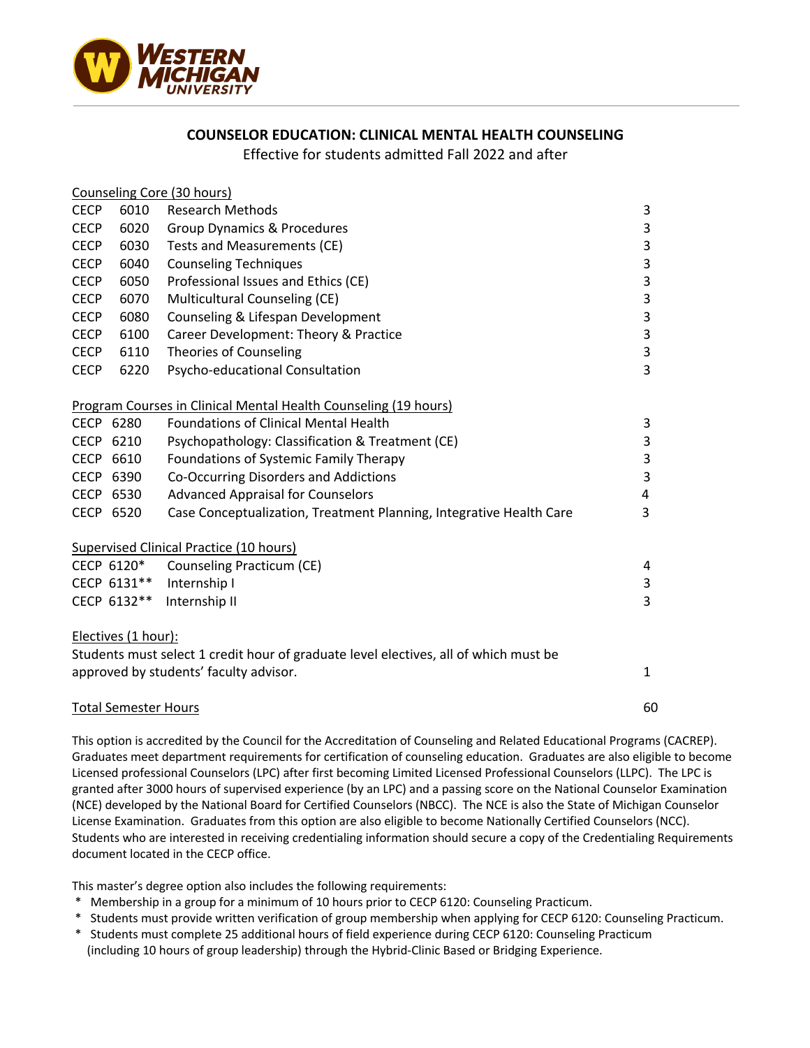# COUNSELOR EDUCATION: CLINICAL MENTAL HEALTH COUNSELING

Effective for students admitted Fall 2022 and after

## Counseling Core (30 hours)

| | | | |
|---|---|---|---|
| CECP | 6010 | Research Methods | 3 |
| CECP | 6020 | Group Dynamics & Procedures | 3 |
| CECP | 6030 | Tests and Measurements (CE) | 3 |
| CECP | 6040 | Counseling Techniques | 3 |
| CECP | 6050 | Professional Issues and Ethics (CE) | 3 |
| CECP | 6070 | Multicultural Counseling (CE) | 3 |
| CECP | 6080 | Counseling & Lifespan Development | 3 |
| CECP | 6100 | Career Development: Theory & Practice | 3 |
| CECP | 6110 | Theories of Counseling | 3 |
| CECP | 6220 | Psycho-educational Consultation | 3 |

## Program Courses in Clinical Mental Health Counseling (19 hours)

| | | | |
|---|---|---|---|
| CECP | 6280 | Foundations of Clinical Mental Health | 3 |
| CECP | 6210 | Psychopathology: Classification & Treatment (CE) | 3 |
| CECP | 6610 | Foundations of Systemic Family Therapy | 3 |
| CECP | 6390 | Co-Occurring Disorders and Addictions | 3 |
| CECP | 6530 | Advanced Appraisal for Counselors | 4 |
| CECP | 6520 | Case Conceptualization, Treatment Planning, Integrative Health Care | 3 |

## Supervised Clinical Practice (10 hours)

| | | | |
|---|---|---|---|
| CECP | 6120* | Counseling Practicum (CE) | 4 |
| CECP | 6131** | Internship I | 3 |
| CECP | 6132** | Internship II | 3 |

## Electives (1 hour):

Students must select 1 credit hour of graduate level electives, all of which must be approved by students' faculty advisor. 1

**Total Semester Hours** 60

This option is accredited by the Council for the Accreditation of Counseling and Related Educational Programs (CACREP). Graduates meet department requirements for certification of counseling education. Graduates are also eligible to become Licensed professional Counselors (LPC) after first becoming Limited Licensed Professional Counselors (LLPC). The LPC is granted after 3000 hours of supervised experience (by an LPC) and a passing score on the National Counselor Examination (NCE) developed by the National Board for Certified Counselors (NBCC). The NCE is also the State of Michigan Counselor License Examination. Graduates from this option are also eligible to become Nationally Certified Counselors (NCC). Students who are interested in receiving credentialing information should secure a copy of the Credentialing Requirements document located in the CECP office.

This master's degree option also includes the following requirements:

* Membership in a group for a minimum of 10 hours prior to CECP 6120: Counseling Practicum.
* Students must provide written verification of group membership when applying for CECP 6120: Counseling Practicum.
* Students must complete 25 additional hours of field experience during CECP 6120: Counseling Practicum (including 10 hours of group leadership) through the Hybrid-Clinic Based or Bridging Experience.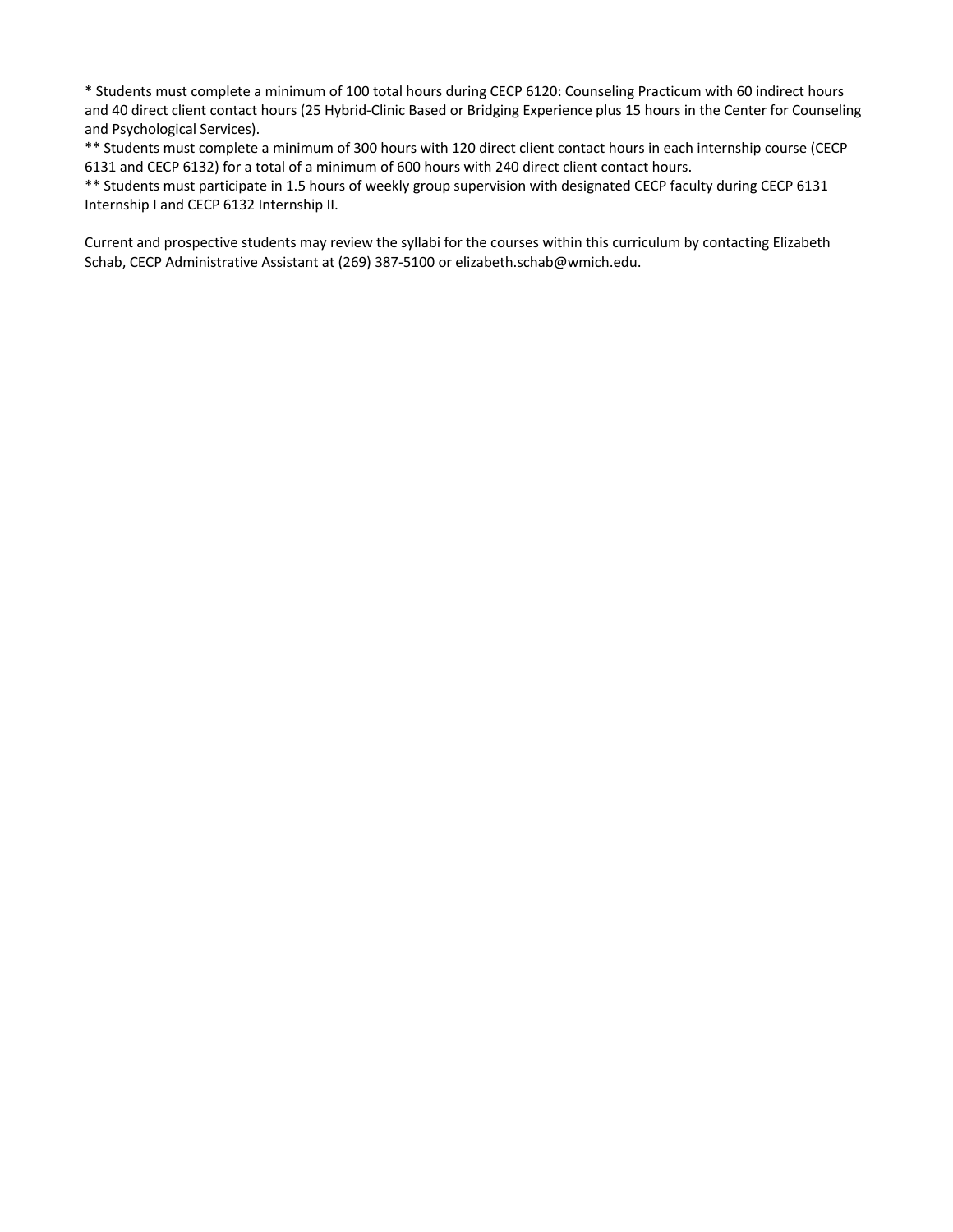* Students must complete a minimum of 100 total hours during CECP 6120: Counseling Practicum with 60 indirect hours and 40 direct client contact hours (25 Hybrid-Clinic Based or Bridging Experience plus 15 hours in the Center for Counseling and Psychological Services).

** Students must complete a minimum of 300 hours with 120 direct client contact hours in each internship course (CECP 6131 and CECP 6132) for a total of a minimum of 600 hours with 240 direct client contact hours.

** Students must participate in 1.5 hours of weekly group supervision with designated CECP faculty during CECP 6131 Internship I and CECP 6132 Internship II.

Current and prospective students may review the syllabi for the courses within this curriculum by contacting Elizabeth Schab, CECP Administrative Assistant at (269) 387-5100 or elizabeth.schab@wmich.edu.